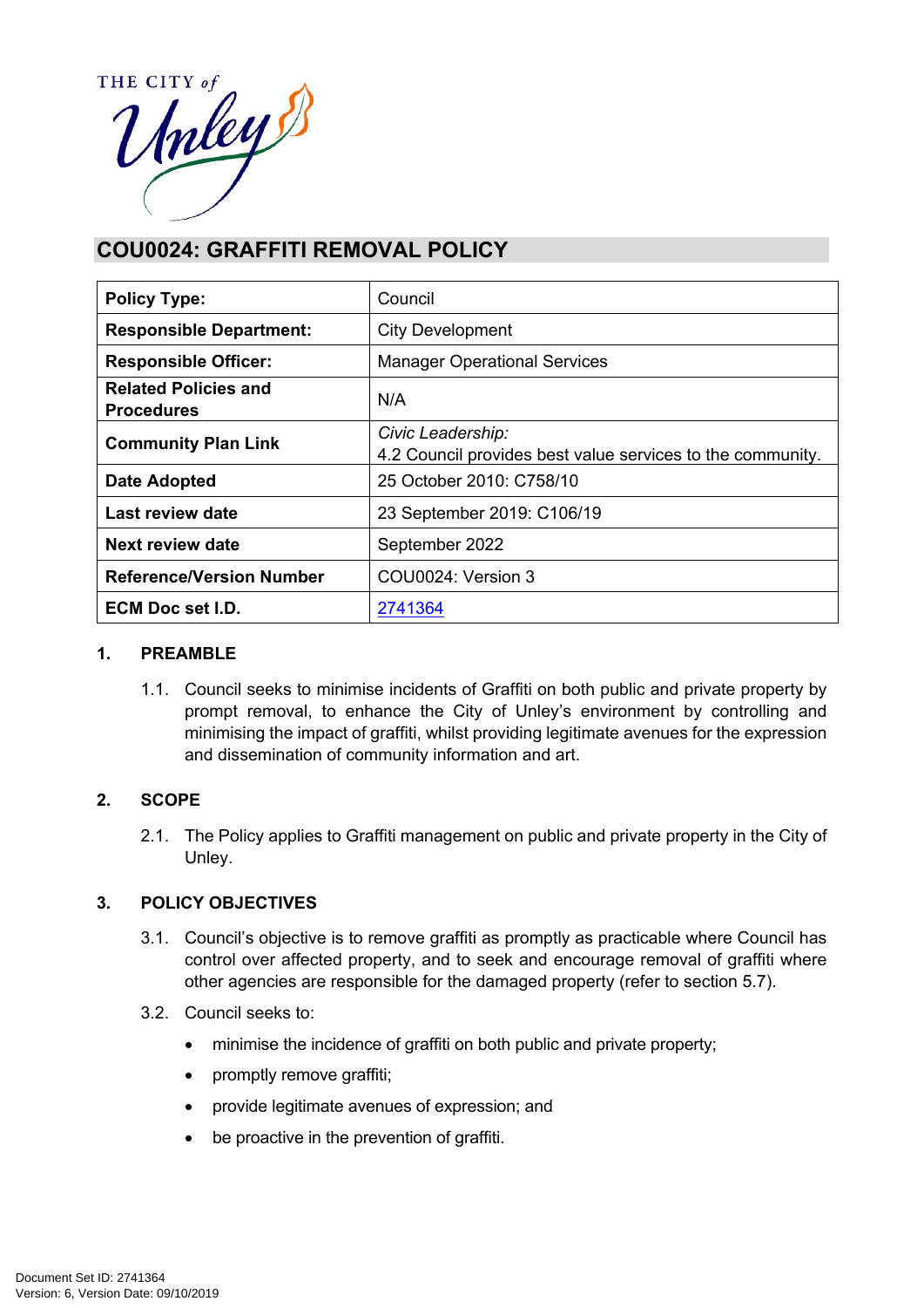# COU0024: GRAFFITI REMOVAL POLICY

| | |
|---|---|
| **Policy Type:** | Council |
| **Responsible Department:** | City Development |
| **Responsible Officer:** | Manager Operational Services |
| **Related Policies and Procedures** | N/A |
| **Community Plan Link** | *Civic Leadership:* 4.2 Council provides best value services to the community. |
| **Date Adopted** | 25 October 2010: C758/10 |
| **Last review date** | 23 September 2019: C106/19 |
| **Next review date** | September 2022 |
| **Reference/Version Number** | COU0024: Version 3 |
| **ECM Doc set I.D.** | 2741364 |

## 1. PREAMBLE

1.1. Council seeks to minimise incidents of Graffiti on both public and private property by prompt removal, to enhance the City of Unley's environment by controlling and minimising the impact of graffiti, whilst providing legitimate avenues for the expression and dissemination of community information and art.

## 2. SCOPE

2.1. The Policy applies to Graffiti management on public and private property in the City of Unley.

## 3. POLICY OBJECTIVES

3.1. Council's objective is to remove graffiti as promptly as practicable where Council has control over affected property, and to seek and encourage removal of graffiti where other agencies are responsible for the damaged property (refer to section 5.7).

3.2. Council seeks to:

- minimise the incidence of graffiti on both public and private property;
- promptly remove graffiti;
- provide legitimate avenues of expression; and
- be proactive in the prevention of graffiti.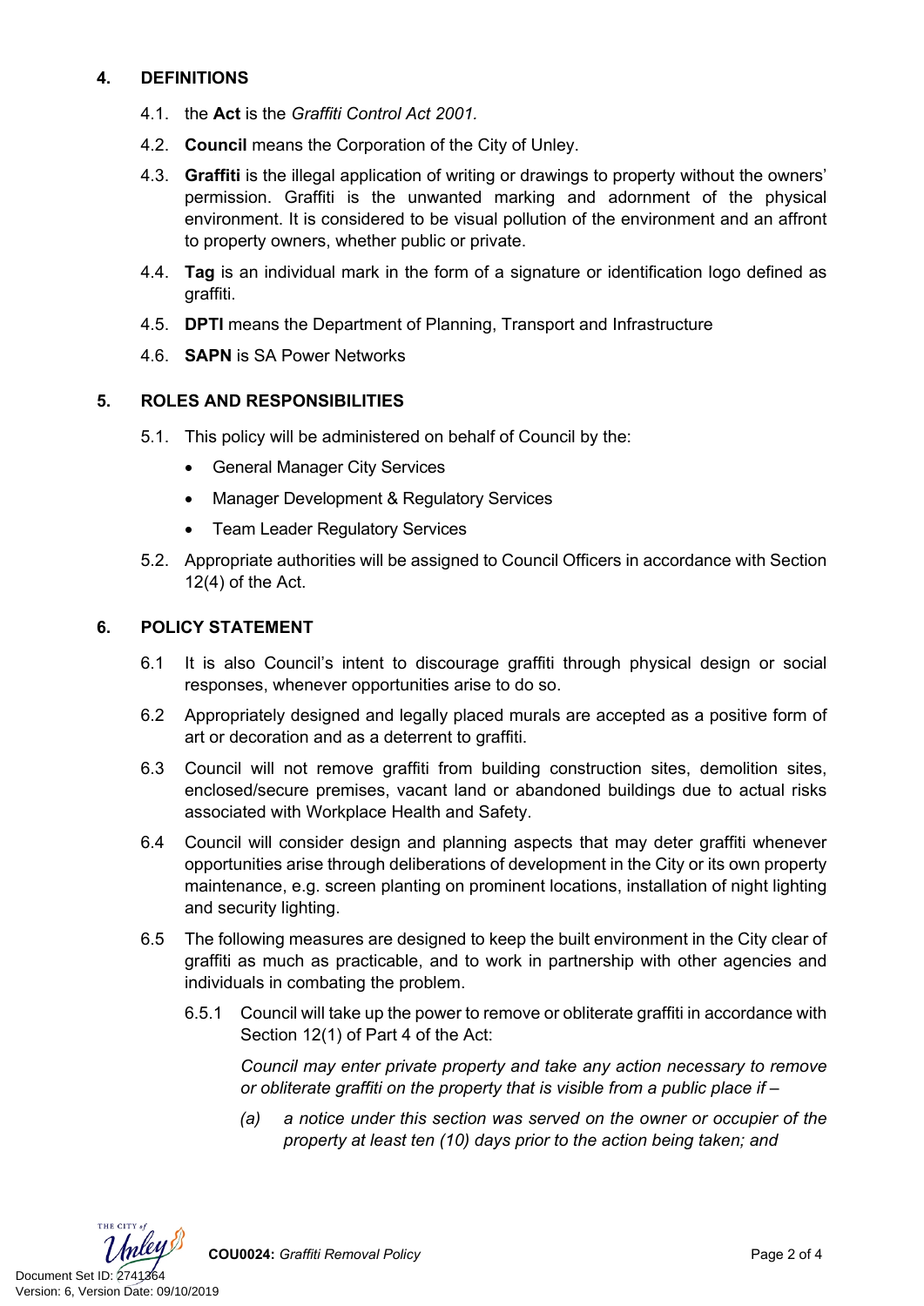## 4. DEFINITIONS

4.1. the **Act** is the *Graffiti Control Act 2001.*

4.2. **Council** means the Corporation of the City of Unley.

4.3. **Graffiti** is the illegal application of writing or drawings to property without the owners' permission. Graffiti is the unwanted marking and adornment of the physical environment. It is considered to be visual pollution of the environment and an affront to property owners, whether public or private.

4.4. **Tag** is an individual mark in the form of a signature or identification logo defined as graffiti.

4.5. **DPTI** means the Department of Planning, Transport and Infrastructure

4.6. **SAPN** is SA Power Networks

## 5. ROLES AND RESPONSIBILITIES

5.1. This policy will be administered on behalf of Council by the:

- General Manager City Services
- Manager Development & Regulatory Services
- Team Leader Regulatory Services

5.2. Appropriate authorities will be assigned to Council Officers in accordance with Section 12(4) of the Act.

## 6. POLICY STATEMENT

6.1 It is also Council's intent to discourage graffiti through physical design or social responses, whenever opportunities arise to do so.

6.2 Appropriately designed and legally placed murals are accepted as a positive form of art or decoration and as a deterrent to graffiti.

6.3 Council will not remove graffiti from building construction sites, demolition sites, enclosed/secure premises, vacant land or abandoned buildings due to actual risks associated with Workplace Health and Safety.

6.4 Council will consider design and planning aspects that may deter graffiti whenever opportunities arise through deliberations of development in the City or its own property maintenance, e.g. screen planting on prominent locations, installation of night lighting and security lighting.

6.5 The following measures are designed to keep the built environment in the City clear of graffiti as much as practicable, and to work in partnership with other agencies and individuals in combating the problem.

6.5.1 Council will take up the power to remove or obliterate graffiti in accordance with Section 12(1) of Part 4 of the Act:

*Council may enter private property and take any action necessary to remove or obliterate graffiti on the property that is visible from a public place if –*

*(a) a notice under this section was served on the owner or occupier of the property at least ten (10) days prior to the action being taken; and*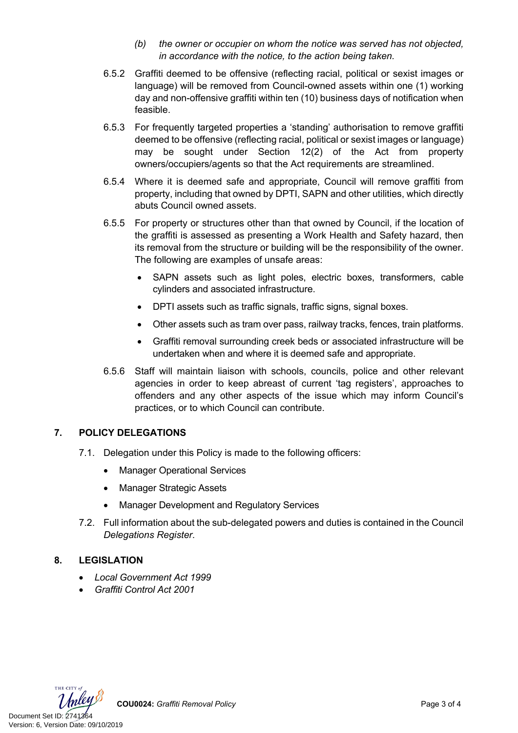(b) *the owner or occupier on whom the notice was served has not objected, in accordance with the notice, to the action being taken.*

6.5.2 Graffiti deemed to be offensive (reflecting racial, political or sexist images or language) will be removed from Council-owned assets within one (1) working day and non-offensive graffiti within ten (10) business days of notification when feasible.

6.5.3 For frequently targeted properties a 'standing' authorisation to remove graffiti deemed to be offensive (reflecting racial, political or sexist images or language) may be sought under Section 12(2) of the Act from property owners/occupiers/agents so that the Act requirements are streamlined.

6.5.4 Where it is deemed safe and appropriate, Council will remove graffiti from property, including that owned by DPTI, SAPN and other utilities, which directly abuts Council owned assets.

6.5.5 For property or structures other than that owned by Council, if the location of the graffiti is assessed as presenting a Work Health and Safety hazard, then its removal from the structure or building will be the responsibility of the owner. The following are examples of unsafe areas:

- SAPN assets such as light poles, electric boxes, transformers, cable cylinders and associated infrastructure.
- DPTI assets such as traffic signals, traffic signs, signal boxes.
- Other assets such as tram over pass, railway tracks, fences, train platforms.
- Graffiti removal surrounding creek beds or associated infrastructure will be undertaken when and where it is deemed safe and appropriate.

6.5.6 Staff will maintain liaison with schools, councils, police and other relevant agencies in order to keep abreast of current 'tag registers', approaches to offenders and any other aspects of the issue which may inform Council's practices, or to which Council can contribute.

## 7. POLICY DELEGATIONS

7.1. Delegation under this Policy is made to the following officers:

- Manager Operational Services
- Manager Strategic Assets
- Manager Development and Regulatory Services

7.2. Full information about the sub-delegated powers and duties is contained in the Council *Delegations Register*.

## 8. LEGISLATION

- *Local Government Act 1999*
- *Graffiti Control Act 2001*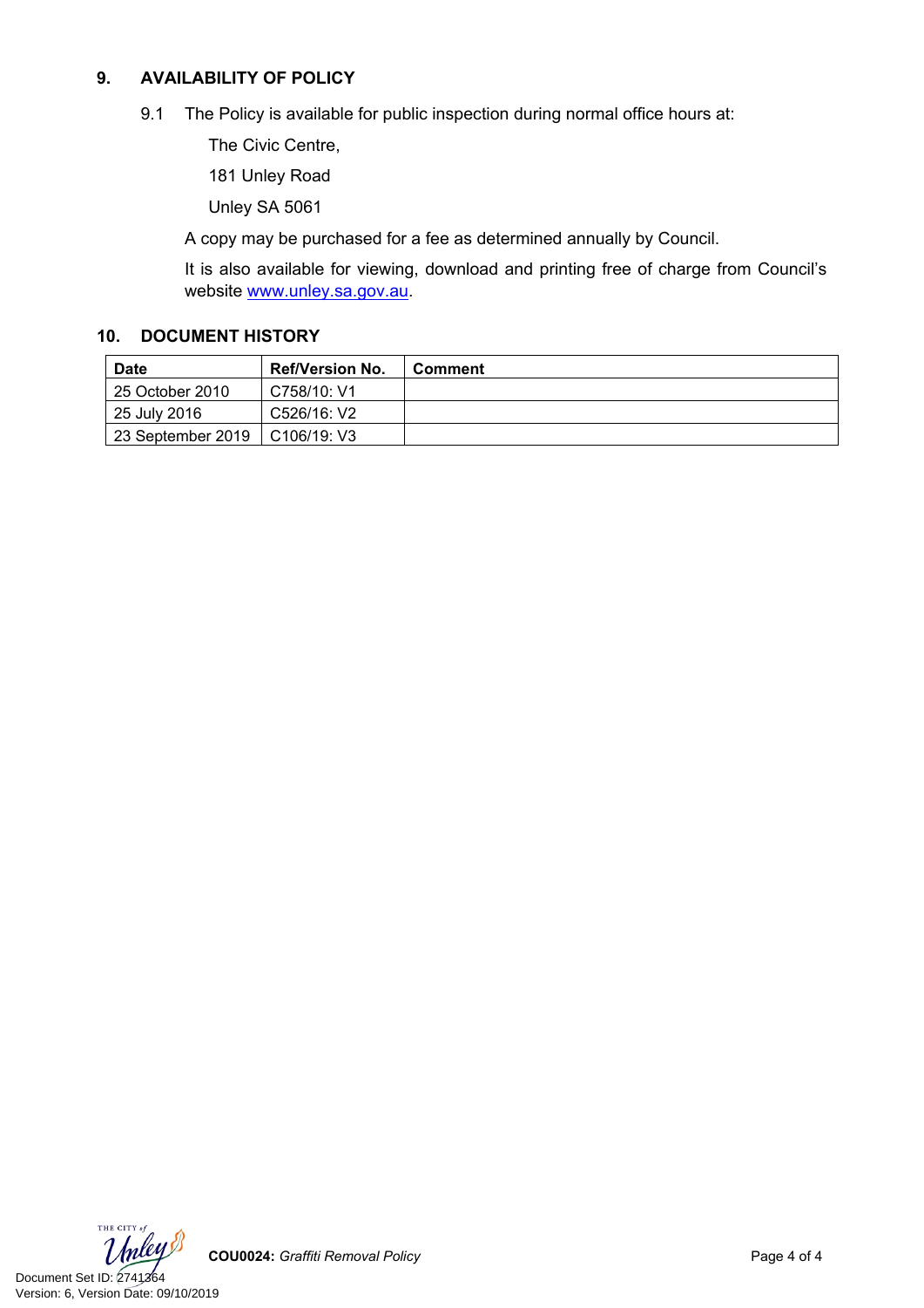## 9. AVAILABILITY OF POLICY

9.1 The Policy is available for public inspection during normal office hours at:

The Civic Centre,
181 Unley Road
Unley SA 5061

A copy may be purchased for a fee as determined annually by Council.

It is also available for viewing, download and printing free of charge from Council's website www.unley.sa.gov.au.

## 10. DOCUMENT HISTORY

| Date | Ref/Version No. | Comment |
|---|---|---|
| 25 October 2010 | C758/10: V1 | |
| 25 July 2016 | C526/16: V2 | |
| 23 September 2019 | C106/19: V3 | |